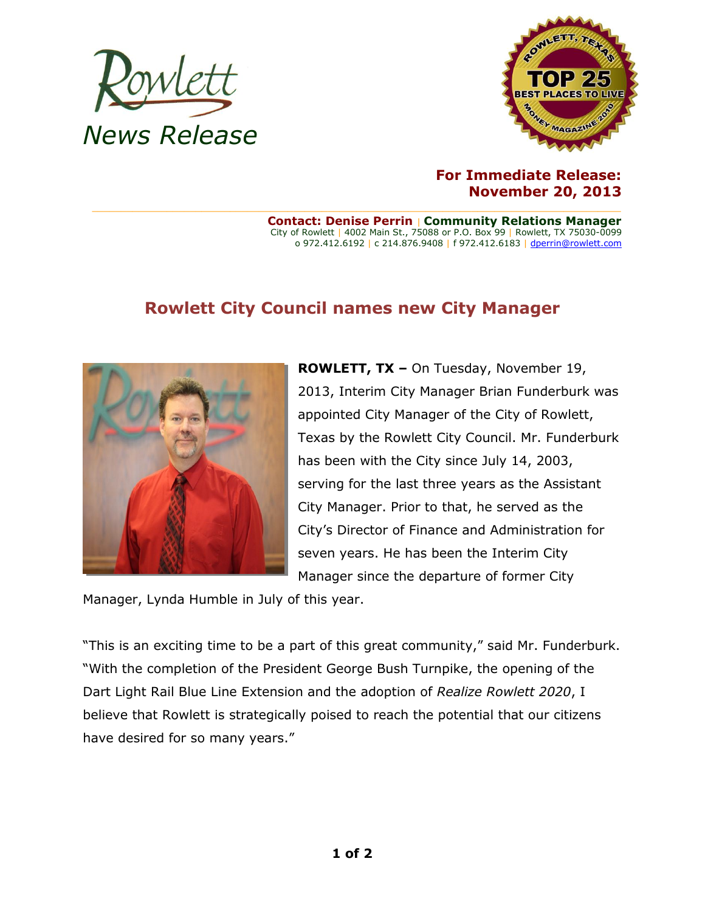Rowlett

*News Release*

**For Immediate Release:**
**November 20, 2013**

**Contact: Denise Perrin** | **Community Relations Manager**
City of Rowlett | 4002 Main St., 75088 or P.O. Box 99 | Rowlett, TX 75030-0099
o 972.412.6192 | c 214.876.9408 | f 972.412.6183 | dperrin@rowlett.com

## Rowlett City Council names new City Manager

**ROWLETT, TX –** On Tuesday, November 19, 2013, Interim City Manager Brian Funderburk was appointed City Manager of the City of Rowlett, Texas by the Rowlett City Council. Mr. Funderburk has been with the City since July 14, 2003, serving for the last three years as the Assistant City Manager. Prior to that, he served as the City's Director of Finance and Administration for seven years. He has been the Interim City Manager since the departure of former City Manager, Lynda Humble in July of this year.

"This is an exciting time to be a part of this great community," said Mr. Funderburk. "With the completion of the President George Bush Turnpike, the opening of the Dart Light Rail Blue Line Extension and the adoption of *Realize Rowlett 2020*, I believe that Rowlett is strategically poised to reach the potential that our citizens have desired for so many years."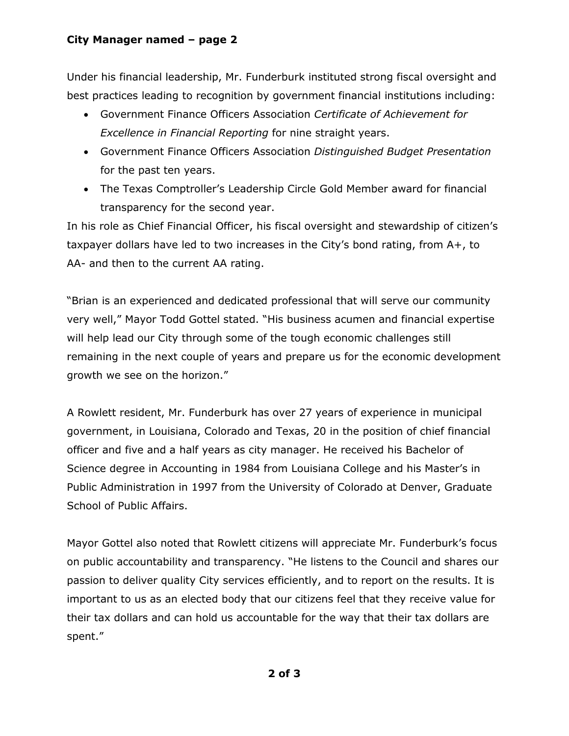Under his financial leadership, Mr. Funderburk instituted strong fiscal oversight and best practices leading to recognition by government financial institutions including:

- Government Finance Officers Association *Certificate of Achievement for Excellence in Financial Reporting* for nine straight years.
- Government Finance Officers Association *Distinguished Budget Presentation* for the past ten years.
- The Texas Comptroller's Leadership Circle Gold Member award for financial transparency for the second year.

In his role as Chief Financial Officer, his fiscal oversight and stewardship of citizen's taxpayer dollars have led to two increases in the City's bond rating, from A+, to AA- and then to the current AA rating.

"Brian is an experienced and dedicated professional that will serve our community very well," Mayor Todd Gottel stated. "His business acumen and financial expertise will help lead our City through some of the tough economic challenges still remaining in the next couple of years and prepare us for the economic development growth we see on the horizon."

A Rowlett resident, Mr. Funderburk has over 27 years of experience in municipal government, in Louisiana, Colorado and Texas, 20 in the position of chief financial officer and five and a half years as city manager. He received his Bachelor of Science degree in Accounting in 1984 from Louisiana College and his Master's in Public Administration in 1997 from the University of Colorado at Denver, Graduate School of Public Affairs.

Mayor Gottel also noted that Rowlett citizens will appreciate Mr. Funderburk's focus on public accountability and transparency. "He listens to the Council and shares our passion to deliver quality City services efficiently, and to report on the results. It is important to us as an elected body that our citizens feel that they receive value for their tax dollars and can hold us accountable for the way that their tax dollars are spent."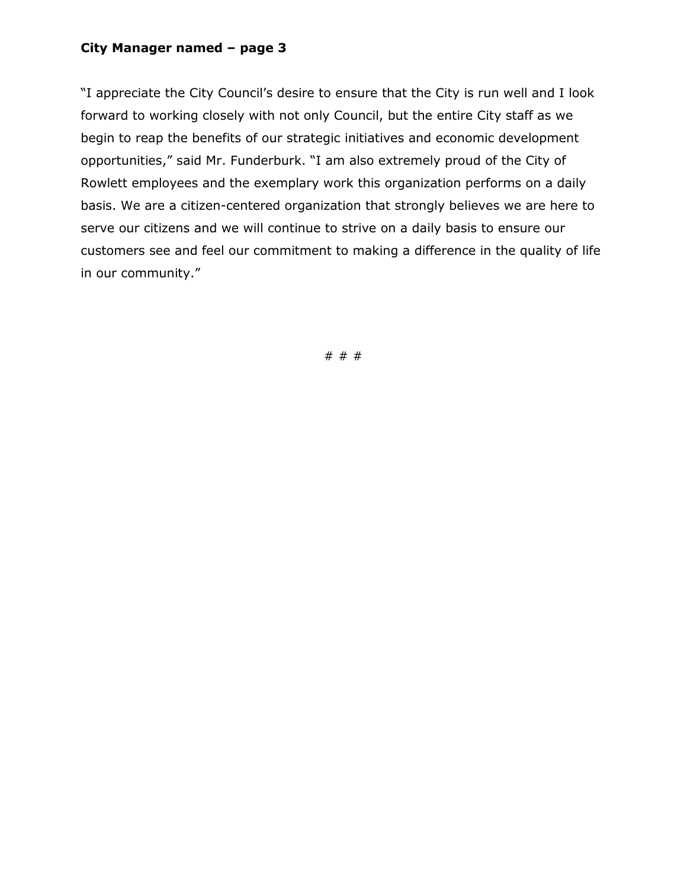"I appreciate the City Council's desire to ensure that the City is run well and I look forward to working closely with not only Council, but the entire City staff as we begin to reap the benefits of our strategic initiatives and economic development opportunities," said Mr. Funderburk. "I am also extremely proud of the City of Rowlett employees and the exemplary work this organization performs on a daily basis. We are a citizen-centered organization that strongly believes we are here to serve our citizens and we will continue to strive on a daily basis to ensure our customers see and feel our commitment to making a difference in the quality of life in our community."

# # #